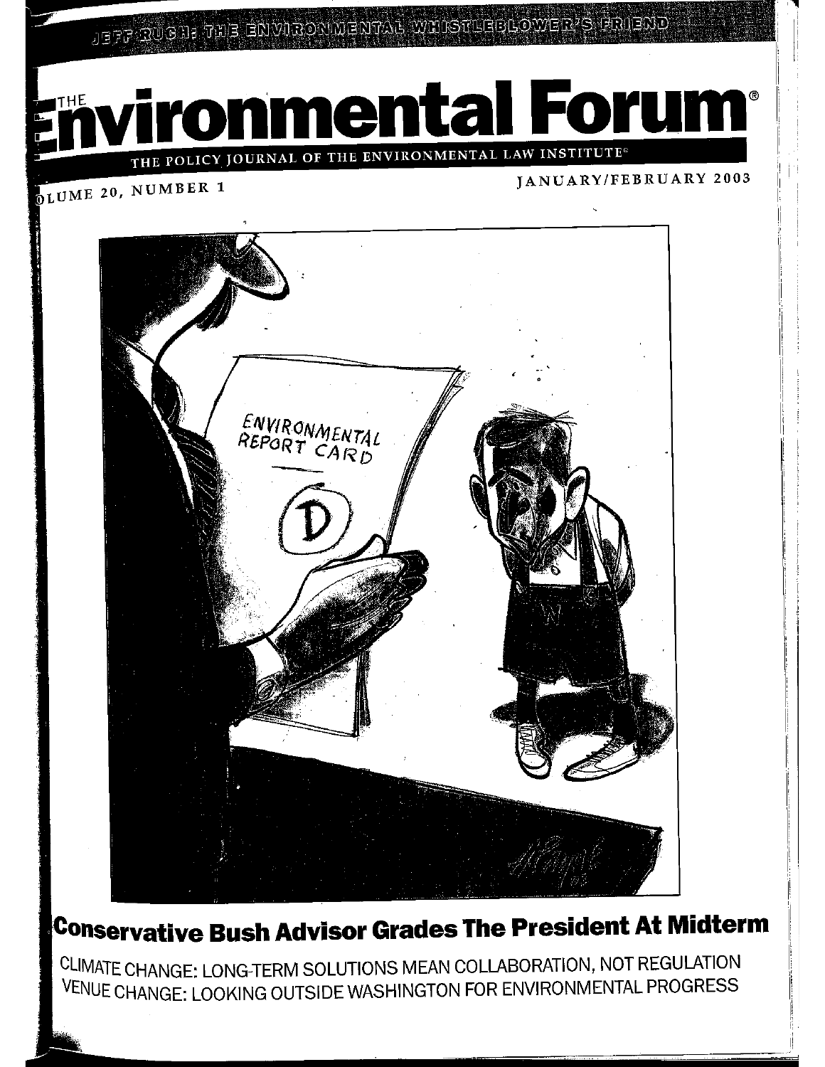JEFF RUCH: THE ENVIRONMENTAL WHISTLEBLOWER'S FRIEND

# THE Environmental Forum®

THE POLICY JOURNAL OF THE ENVIRONMENTAL LAW INSTITUTE©

VOLUME 20, NUMBER 1

JANUARY/FEBRUARY 2003

## Conservative Bush Advisor Grades The President At Midterm

CLIMATE CHANGE: LONG-TERM SOLUTIONS MEAN COLLABORATION, NOT REGULATION

VENUE CHANGE: LOOKING OUTSIDE WASHINGTON FOR ENVIRONMENTAL PROGRESS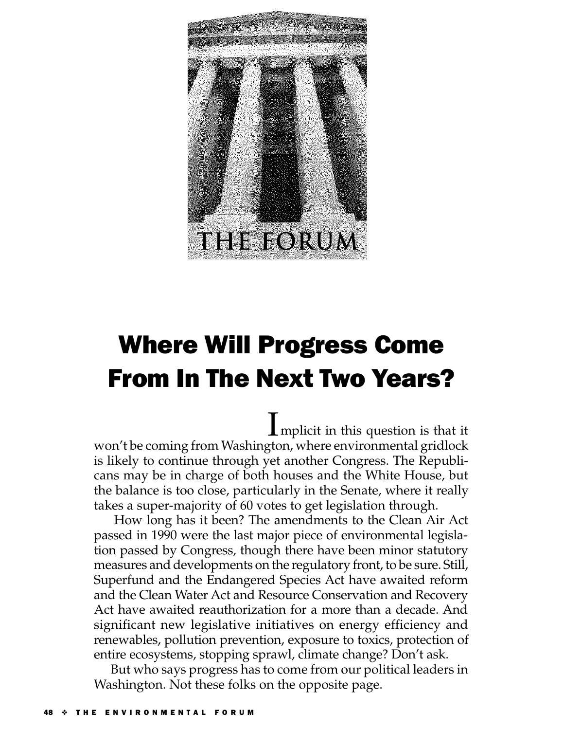THE FORUM

# Where Will Progress Come From In The Next Two Years?

Implicit in this question is that it won't be coming from Washington, where environmental gridlock is likely to continue through yet another Congress. The Republicans may be in charge of both houses and the White House, but the balance is too close, particularly in the Senate, where it really takes a super-majority of 60 votes to get legislation through.

How long has it been? The amendments to the Clean Air Act passed in 1990 were the last major piece of environmental legislation passed by Congress, though there have been minor statutory measures and developments on the regulatory front, to be sure. Still, Superfund and the Endangered Species Act have awaited reform and the Clean Water Act and Resource Conservation and Recovery Act have awaited reauthorization for a more than a decade. And significant new legislative initiatives on energy efficiency and renewables, pollution prevention, exposure to toxics, protection of entire ecosystems, stopping sprawl, climate change? Don't ask.

But who says progress has to come from our political leaders in Washington. Not these folks on the opposite page.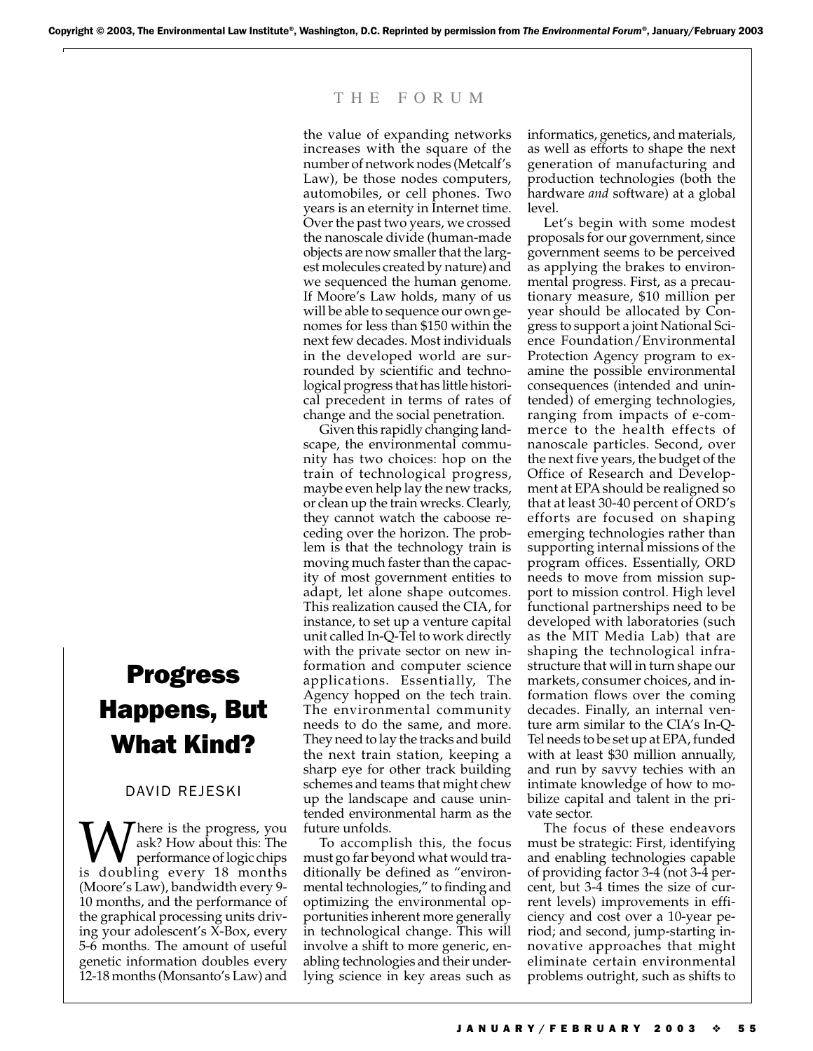# Progress Happens, But What Kind?

DAVID REJESKI

Where is the progress, you ask? How about this: The performance of logic chips is doubling every 18 months (Moore's Law), bandwidth every 9-10 months, and the performance of the graphical processing units driving your adolescent's X-Box, every 5-6 months. The amount of useful genetic information doubles every 12-18 months (Monsanto's Law) and the value of expanding networks increases with the square of the number of network nodes (Metcalf's Law), be those nodes computers, automobiles, or cell phones. Two years is an eternity in Internet time. Over the past two years, we crossed the nanoscale divide (human-made objects are now smaller that the largest molecules created by nature) and we sequenced the human genome. If Moore's Law holds, many of us will be able to sequence our own genomes for less than $150 within the next few decades. Most individuals in the developed world are surrounded by scientific and technological progress that has little historical precedent in terms of rates of change and the social penetration.

Given this rapidly changing landscape, the environmental community has two choices: hop on the train of technological progress, maybe even help lay the new tracks, or clean up the train wrecks. Clearly, they cannot watch the caboose receding over the horizon. The problem is that the technology train is moving much faster than the capacity of most government entities to adapt, let alone shape outcomes. This realization caused the CIA, for instance, to set up a venture capital unit called In-Q-Tel to work directly with the private sector on new information and computer science applications. Essentially, The Agency hopped on the tech train. The environmental community needs to do the same, and more. They need to lay the tracks and build the next train station, keeping a sharp eye for other track building schemes and teams that might chew up the landscape and cause unintended environmental harm as the future unfolds.

To accomplish this, the focus must go far beyond what would traditionally be defined as "environmental technologies," to finding and optimizing the environmental opportunities inherent more generally in technological change. This will involve a shift to more generic, enabling technologies and their underlying science in key areas such as informatics, genetics, and materials, as well as efforts to shape the next generation of manufacturing and production technologies (both the hardware *and* software) at a global level.

Let's begin with some modest proposals for our government, since government seems to be perceived as applying the brakes to environmental progress. First, as a precautionary measure, $10 million per year should be allocated by Congress to support a joint National Science Foundation/Environmental Protection Agency program to examine the possible environmental consequences (intended and unintended) of emerging technologies, ranging from impacts of e-commerce to the health effects of nanoscale particles. Second, over the next five years, the budget of the Office of Research and Development at EPA should be realigned so that at least 30-40 percent of ORD's efforts are focused on shaping emerging technologies rather than supporting internal missions of the program offices. Essentially, ORD needs to move from mission support to mission control. High level functional partnerships need to be developed with laboratories (such as the MIT Media Lab) that are shaping the technological infrastructure that will in turn shape our markets, consumer choices, and information flows over the coming decades. Finally, an internal venture arm similar to the CIA's In-Q-Tel needs to be set up at EPA, funded with at least $30 million annually, and run by savvy techies with an intimate knowledge of how to mobilize capital and talent in the private sector.

The focus of these endeavors must be strategic: First, identifying and enabling technologies capable of providing factor 3-4 (not 3-4 percent, but 3-4 times the size of current levels) improvements in efficiency and cost over a 10-year period; and second, jump-starting innovative approaches that might eliminate certain environmental problems outright, such as shifts to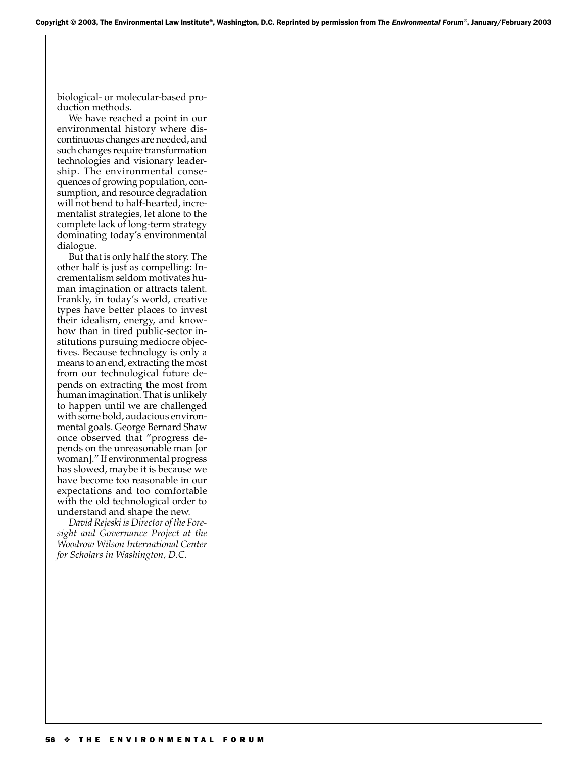biological- or molecular-based production methods.

We have reached a point in our environmental history where discontinuous changes are needed, and such changes require transformation technologies and visionary leadership. The environmental consequences of growing population, consumption, and resource degradation will not bend to half-hearted, incrementalist strategies, let alone to the complete lack of long-term strategy dominating today's environmental dialogue.

But that is only half the story. The other half is just as compelling: Incrementalism seldom motivates human imagination or attracts talent. Frankly, in today's world, creative types have better places to invest their idealism, energy, and know-how than in tired public-sector institutions pursuing mediocre objectives. Because technology is only a means to an end, extracting the most from our technological future depends on extracting the most from human imagination. That is unlikely to happen until we are challenged with some bold, audacious environmental goals. George Bernard Shaw once observed that "progress depends on the unreasonable man [or woman]." If environmental progress has slowed, maybe it is because we have become too reasonable in our expectations and too comfortable with the old technological order to understand and shape the new.

*David Rejeski is Director of the Foresight and Governance Project at the Woodrow Wilson International Center for Scholars in Washington, D.C.*